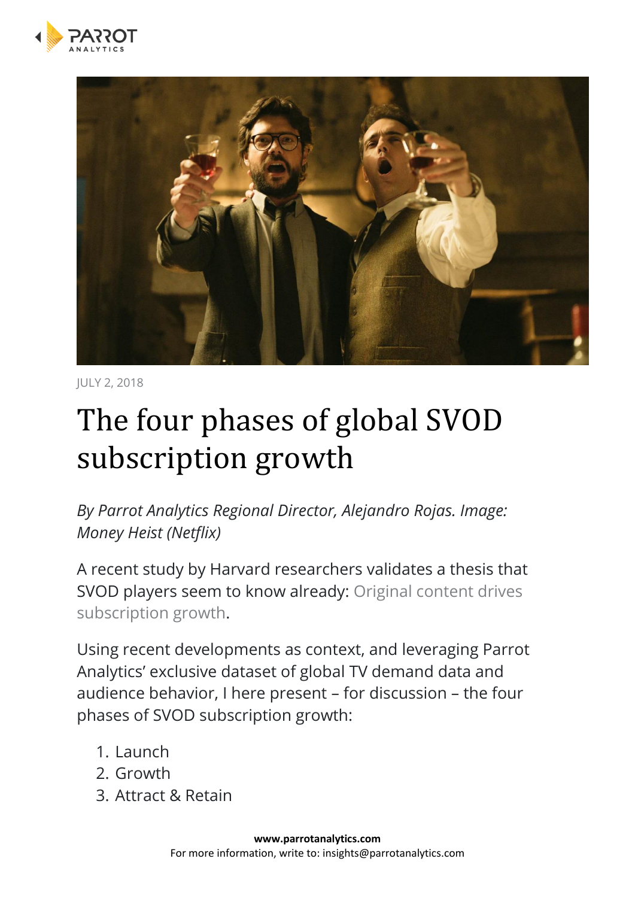JULY 2, 2018

# The four phases of global SVOD subscription growth

*By Parrot Analytics Regional Director, Alejandro Rojas. Image: Money Heist (Netflix)*

A recent study by Harvard researchers validates a thesis that SVOD players seem to know already: Original content drives subscription growth.

Using recent developments as context, and leveraging Parrot Analytics' exclusive dataset of global TV demand data and audience behavior, I here present – for discussion – the four phases of SVOD subscription growth:

1. Launch
2. Growth
3. Attract & Retain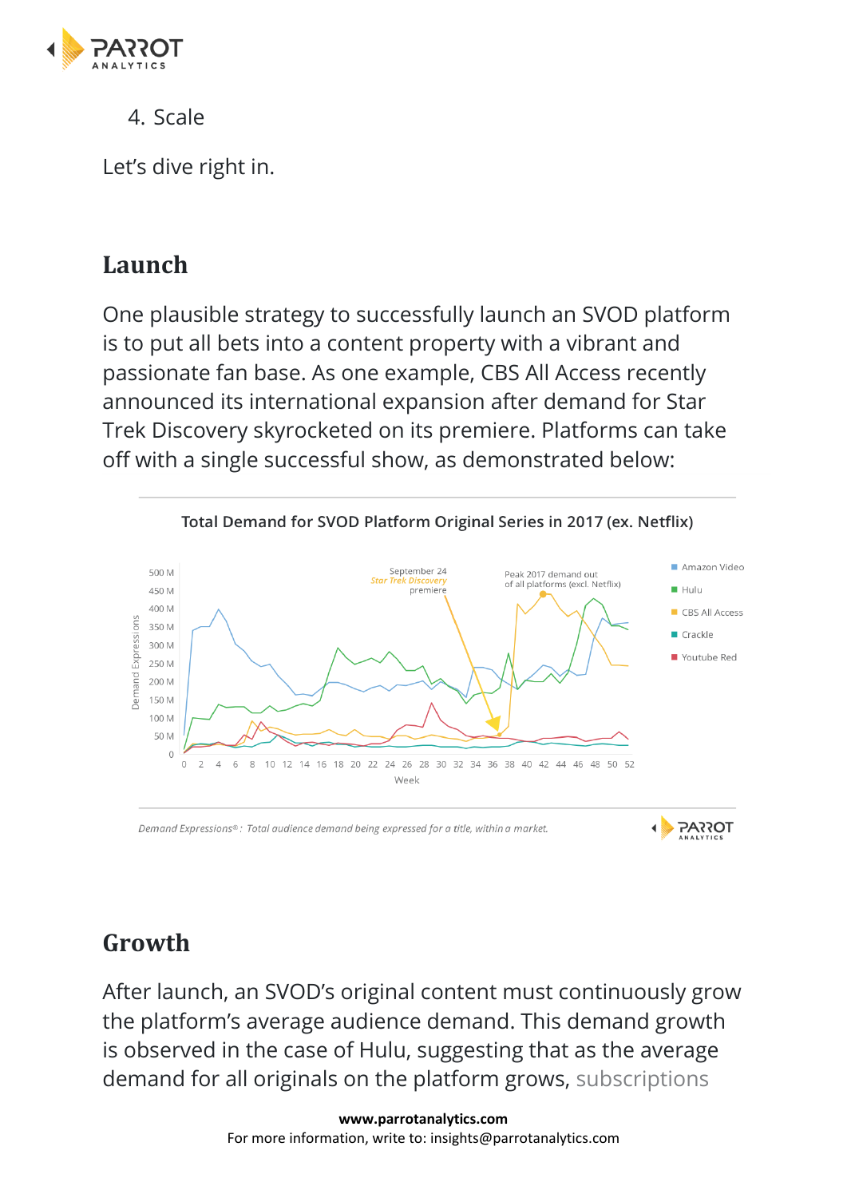4. Scale

Let's dive right in.

## Launch

One plausible strategy to successfully launch an SVOD platform is to put all bets into a content property with a vibrant and passionate fan base. As one example, CBS All Access recently announced its international expansion after demand for Star Trek Discovery skyrocketed on its premiere. Platforms can take off with a single successful show, as demonstrated below:

**Total Demand for SVOD Platform Original Series in 2017 (ex. Netflix)**

*Demand Expressions®: Total audience demand being expressed for a title, within a market.*

## Growth

After launch, an SVOD's original content must continuously grow the platform's average audience demand. This demand growth is observed in the case of Hulu, suggesting that as the average demand for all originals on the platform grows, subscriptions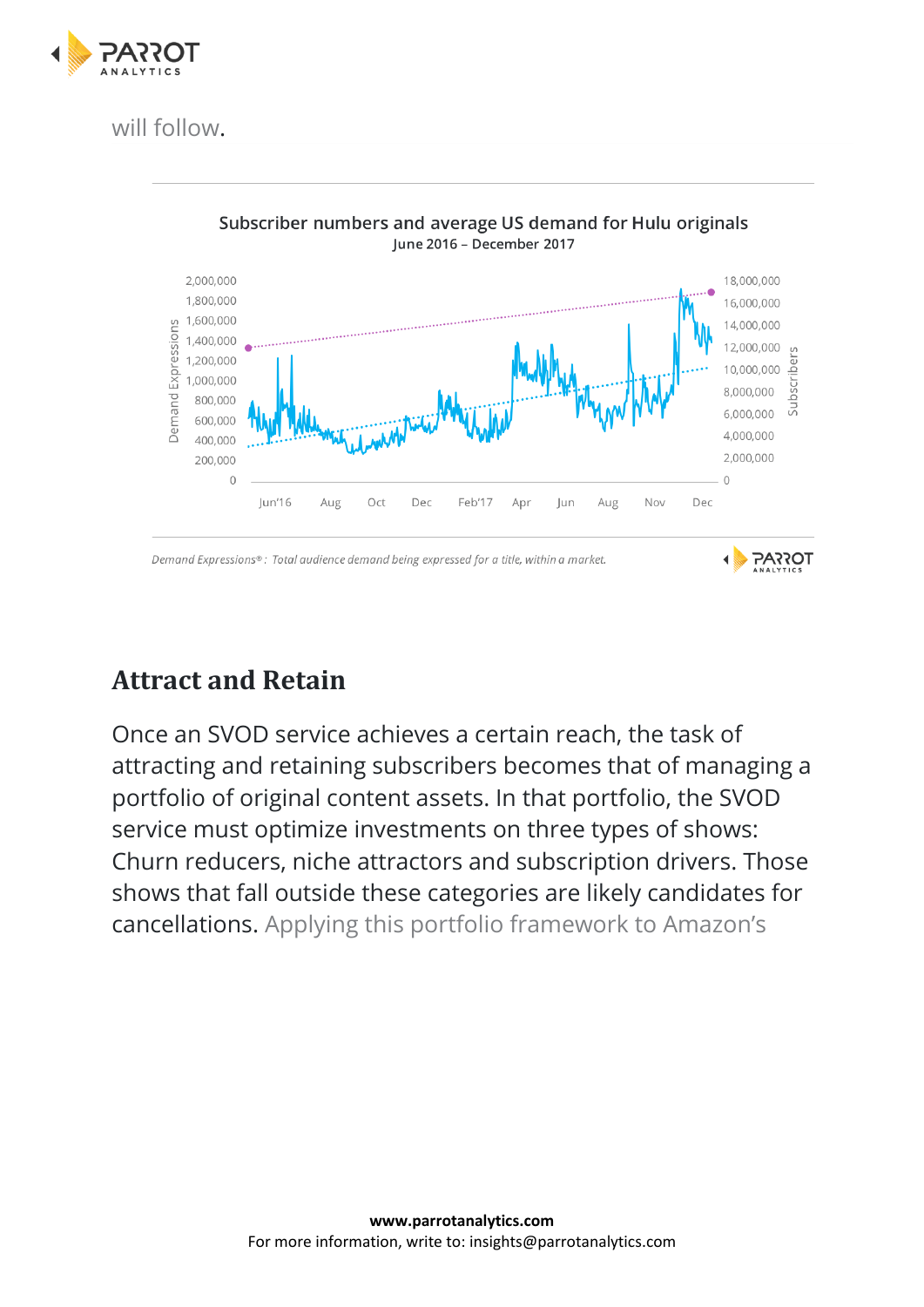will follow.

**Subscriber numbers and average US demand for Hulu originals**
June 2016 – December 2017

*Demand Expressions®: Total audience demand being expressed for a title, within a market.*

## Attract and Retain

Once an SVOD service achieves a certain reach, the task of attracting and retaining subscribers becomes that of managing a portfolio of original content assets. In that portfolio, the SVOD service must optimize investments on three types of shows: Churn reducers, niche attractors and subscription drivers. Those shows that fall outside these categories are likely candidates for cancellations. Applying this portfolio framework to Amazon's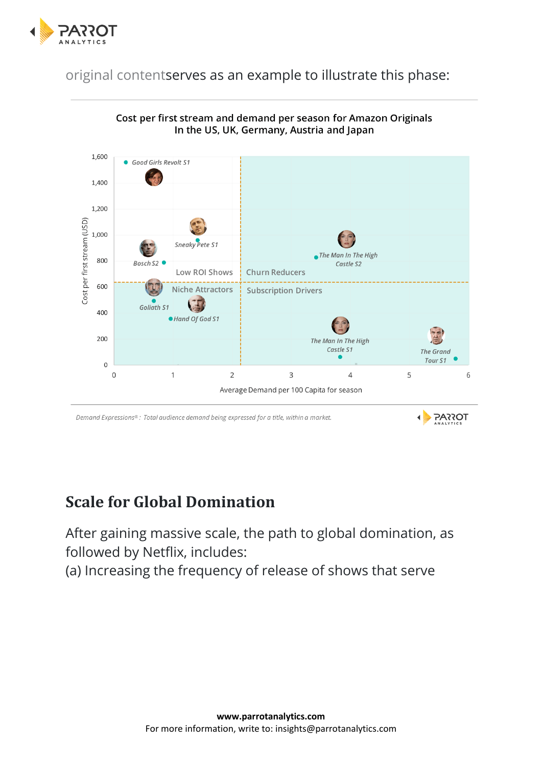original contentserves as an example to illustrate this phase:

Cost per first stream and demand per season for Amazon Originals
In the US, UK, Germany, Austria and Japan

Good Girls Revolt S1

Sneaky Pete S1

Bosch S2

The Man In The High Castle S2

Low ROI Shows

Churn Reducers

Niche Attractors

Subscription Drivers

Goliath S1

Hand Of God S1

The Man In The High Castle S1

The Grand Tour S1

Cost per first stream (USD)

Average Demand per 100 Capita for season

*Demand Expressions®: Total audience demand being expressed for a title, within a market.*

## Scale for Global Domination

After gaining massive scale, the path to global domination, as followed by Netflix, includes:
(a) Increasing the frequency of release of shows that serve

**www.parrotanalytics.com**
For more information, write to: insights@parrotanalytics.com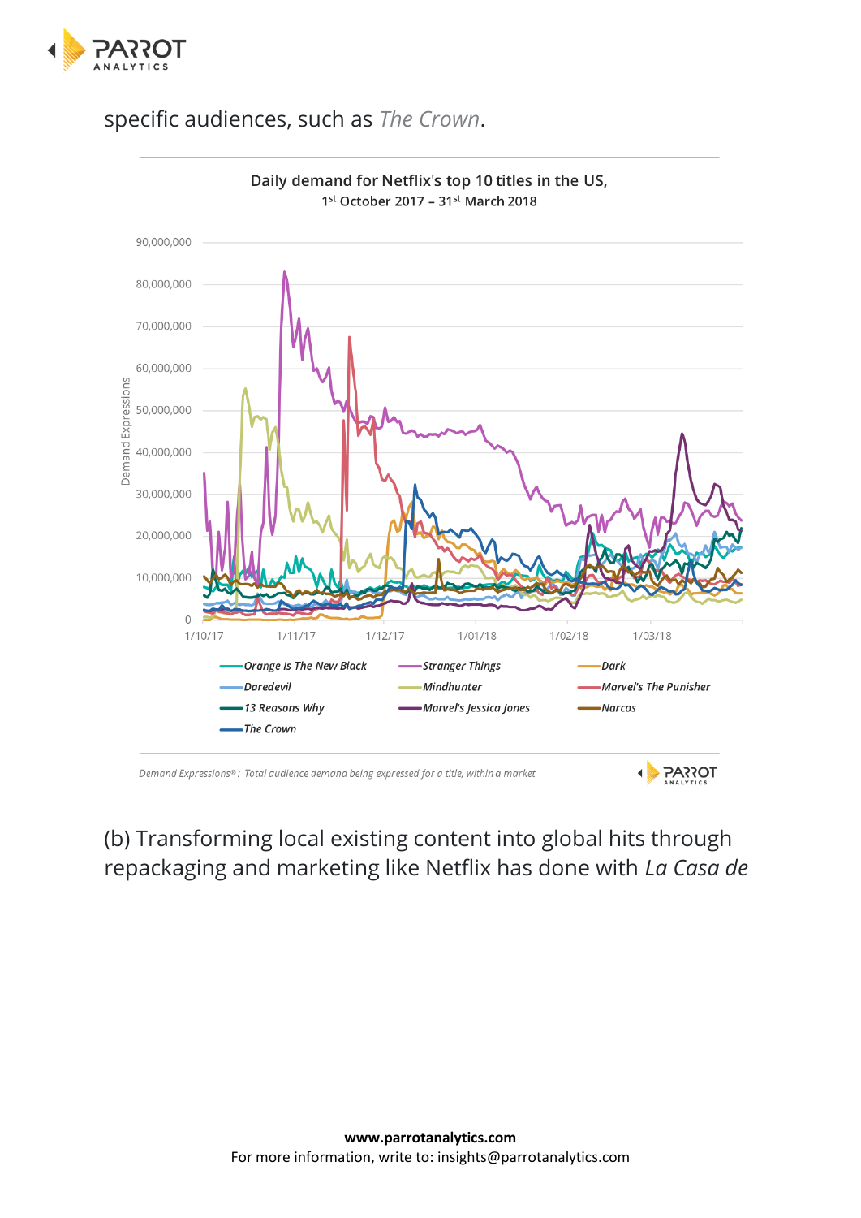specific audiences, such as *The Crown*.

**Daily demand for Netflix's top 10 titles in the US, 1st October 2017 – 31st March 2018**

Demand Expressions

90,000,000
80,000,000
70,000,000
60,000,000
50,000,000
40,000,000
30,000,000
20,000,000
10,000,000
0

1/10/17 1/11/17 1/12/17 1/01/18 1/02/18 1/03/18

*Orange Is The New Black*, *Stranger Things*, *Dark*, *Daredevil*, *Mindhunter*, *Marvel's The Punisher*, *13 Reasons Why*, *Marvel's Jessica Jones*, *Narcos*, *The Crown*

*Demand Expressions®: Total audience demand being expressed for a title, within a market.*

(b) Transforming local existing content into global hits through repackaging and marketing like Netflix has done with *La Casa de*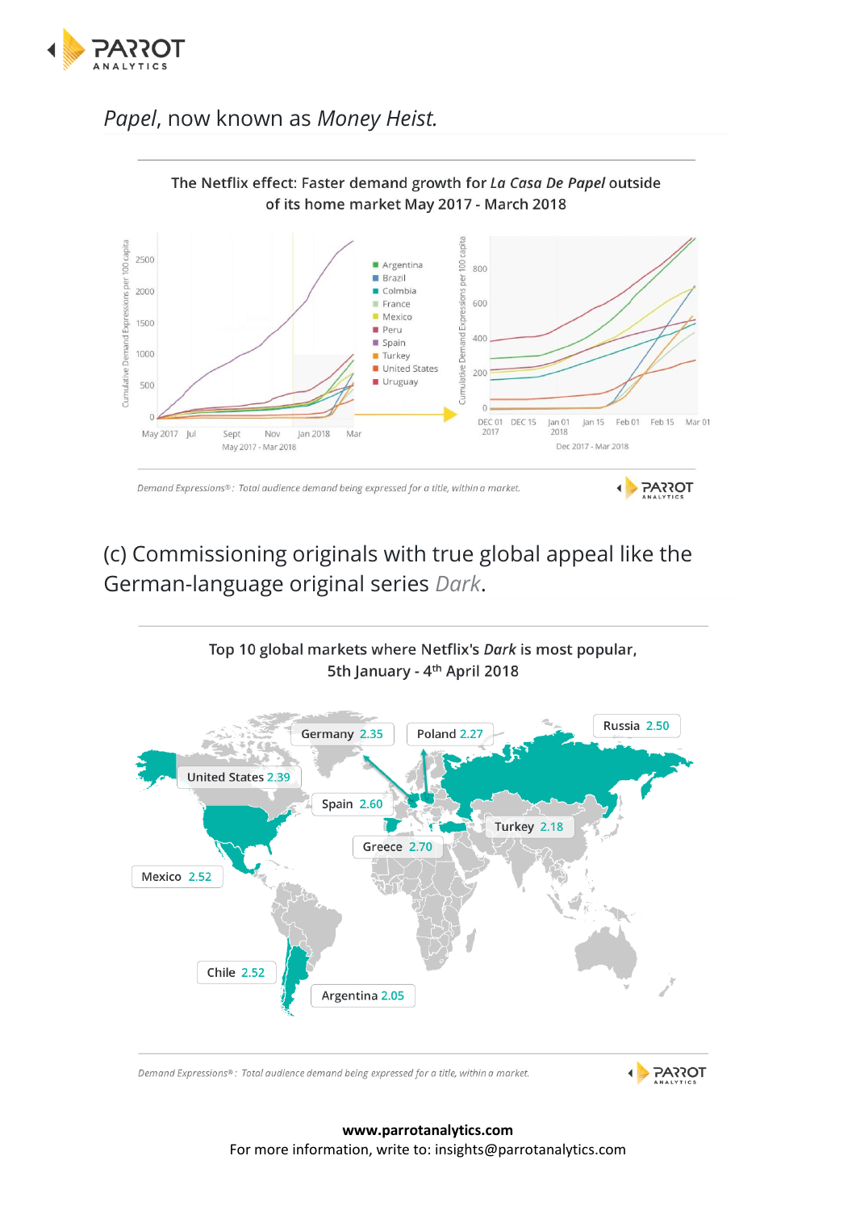*Papel*, now known as *Money Heist.*

The Netflix effect: Faster demand growth for *La Casa De Papel* outside of its home market May 2017 - March 2018

Demand Expressions®: Total audience demand being expressed for a title, within a market.

## (c) Commissioning originals with true global appeal like the German-language original series *Dark*.

Top 10 global markets where Netflix's ***Dark*** is most popular, 5th January - 4th April 2018

| Market | Demand |
|---|---|
| Greece | 2.70 |
| Spain | 2.60 |
| Mexico | 2.52 |
| Chile | 2.52 |
| Russia | 2.50 |
| United States | 2.39 |
| Germany | 2.35 |
| Poland | 2.27 |
| Turkey | 2.18 |
| Argentina | 2.05 |

Demand Expressions®: Total audience demand being expressed for a title, within a market.

**www.parrotanalytics.com**
For more information, write to: insights@parrotanalytics.com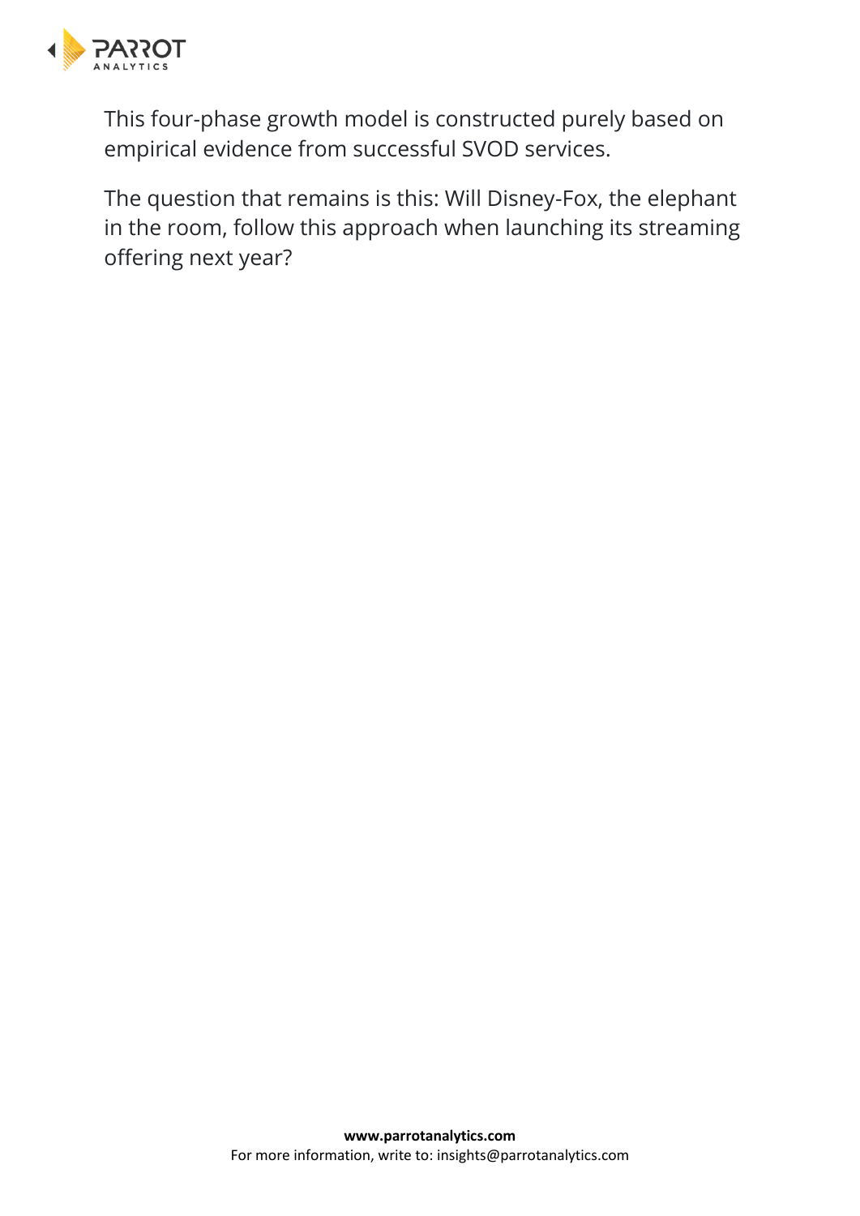This four-phase growth model is constructed purely based on empirical evidence from successful SVOD services.

The question that remains is this: Will Disney-Fox, the elephant in the room, follow this approach when launching its streaming offering next year?